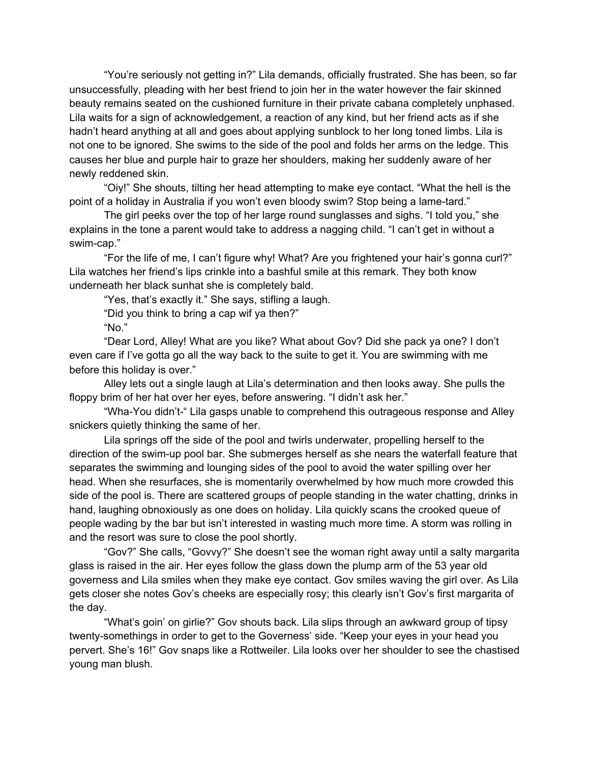"You're seriously not getting in?" Lila demands, officially frustrated. She has been, so far unsuccessfully, pleading with her best friend to join her in the water however the fair skinned beauty remains seated on the cushioned furniture in their private cabana completely unphased. Lila waits for a sign of acknowledgement, a reaction of any kind, but her friend acts as if she hadn't heard anything at all and goes about applying sunblock to her long toned limbs. Lila is not one to be ignored. She swims to the side of the pool and folds her arms on the ledge. This causes her blue and purple hair to graze her shoulders, making her suddenly aware of her newly reddened skin.

"Oiy!" She shouts, tilting her head attempting to make eye contact. "What the hell is the point of a holiday in Australia if you won't even bloody swim? Stop being a lame-tard."

The girl peeks over the top of her large round sunglasses and sighs. "I told you," she explains in the tone a parent would take to address a nagging child. "I can't get in without a swim-cap."

"For the life of me, I can't figure why! What? Are you frightened your hair's gonna curl?" Lila watches her friend's lips crinkle into a bashful smile at this remark. They both know underneath her black sunhat she is completely bald.

"Yes, that's exactly it." She says, stifling a laugh.

"Did you think to bring a cap wif ya then?"

"No."

"Dear Lord, Alley! What are you like? What about Gov? Did she pack ya one? I don't even care if I've gotta go all the way back to the suite to get it. You are swimming with me before this holiday is over."

Alley lets out a single laugh at Lila's determination and then looks away. She pulls the floppy brim of her hat over her eyes, before answering. "I didn't ask her."

"Wha-You didn't-" Lila gasps unable to comprehend this outrageous response and Alley snickers quietly thinking the same of her.

Lila springs off the side of the pool and twirls underwater, propelling herself to the direction of the swim-up pool bar. She submerges herself as she nears the waterfall feature that separates the swimming and lounging sides of the pool to avoid the water spilling over her head. When she resurfaces, she is momentarily overwhelmed by how much more crowded this side of the pool is. There are scattered groups of people standing in the water chatting, drinks in hand, laughing obnoxiously as one does on holiday. Lila quickly scans the crooked queue of people wading by the bar but isn't interested in wasting much more time. A storm was rolling in and the resort was sure to close the pool shortly.

"Gov?" She calls, "Govvy?" She doesn't see the woman right away until a salty margarita glass is raised in the air. Her eyes follow the glass down the plump arm of the 53 year old governess and Lila smiles when they make eye contact. Gov smiles waving the girl over. As Lila gets closer she notes Gov's cheeks are especially rosy; this clearly isn't Gov's first margarita of the day.

"What's goin' on girlie?" Gov shouts back. Lila slips through an awkward group of tipsy twenty-somethings in order to get to the Governess' side. "Keep your eyes in your head you pervert. She's 16!" Gov snaps like a Rottweiler. Lila looks over her shoulder to see the chastised young man blush.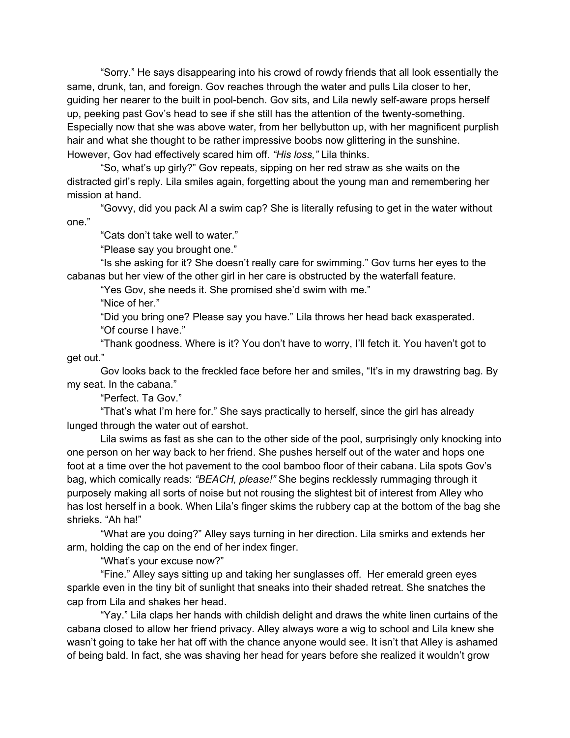"Sorry." He says disappearing into his crowd of rowdy friends that all look essentially the same, drunk, tan, and foreign. Gov reaches through the water and pulls Lila closer to her, guiding her nearer to the built in pool-bench. Gov sits, and Lila newly self-aware props herself up, peeking past Gov's head to see if she still has the attention of the twenty-something. Especially now that she was above water, from her bellybutton up, with her magnificent purplish hair and what she thought to be rather impressive boobs now glittering in the sunshine. However, Gov had effectively scared him off. *"His loss,"* Lila thinks.

"So, what's up girly?" Gov repeats, sipping on her red straw as she waits on the distracted girl's reply. Lila smiles again, forgetting about the young man and remembering her mission at hand.

"Govvy, did you pack Al a swim cap? She is literally refusing to get in the water without one."

"Cats don't take well to water."

"Please say you brought one."

"Is she asking for it? She doesn't really care for swimming." Gov turns her eyes to the cabanas but her view of the other girl in her care is obstructed by the waterfall feature.

"Yes Gov, she needs it. She promised she'd swim with me."

"Nice of her."

"Did you bring one? Please say you have." Lila throws her head back exasperated.

"Of course I have."

"Thank goodness. Where is it? You don't have to worry, I'll fetch it. You haven't got to get out."

Gov looks back to the freckled face before her and smiles, "It's in my drawstring bag. By my seat. In the cabana."

"Perfect. Ta Gov."

"That's what I'm here for." She says practically to herself, since the girl has already lunged through the water out of earshot.

Lila swims as fast as she can to the other side of the pool, surprisingly only knocking into one person on her way back to her friend. She pushes herself out of the water and hops one foot at a time over the hot pavement to the cool bamboo floor of their cabana. Lila spots Gov's bag, which comically reads: *"BEACH, please!"* She begins recklessly rummaging through it purposely making all sorts of noise but not rousing the slightest bit of interest from Alley who has lost herself in a book. When Lila's finger skims the rubbery cap at the bottom of the bag she shrieks. "Ah ha!"

"What are you doing?" Alley says turning in her direction. Lila smirks and extends her arm, holding the cap on the end of her index finger.

"What's your excuse now?"

"Fine." Alley says sitting up and taking her sunglasses off. Her emerald green eyes sparkle even in the tiny bit of sunlight that sneaks into their shaded retreat. She snatches the cap from Lila and shakes her head.

"Yay." Lila claps her hands with childish delight and draws the white linen curtains of the cabana closed to allow her friend privacy. Alley always wore a wig to school and Lila knew she wasn't going to take her hat off with the chance anyone would see. It isn't that Alley is ashamed of being bald. In fact, she was shaving her head for years before she realized it wouldn't grow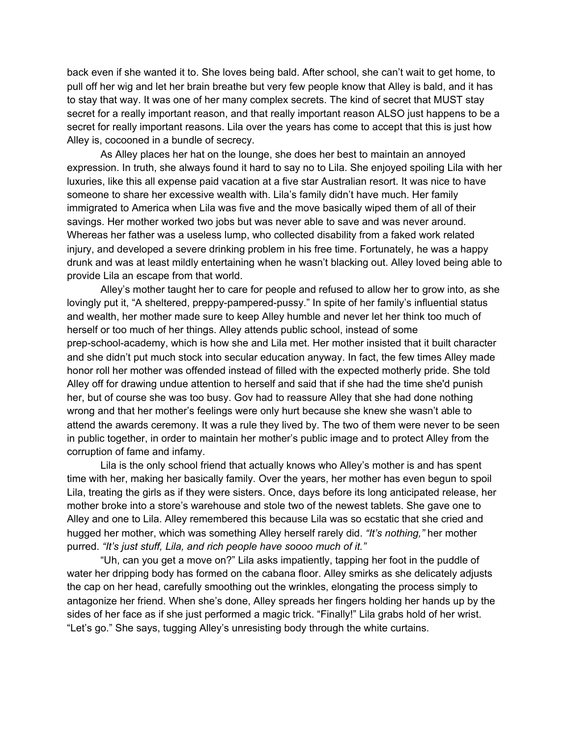back even if she wanted it to. She loves being bald. After school, she can't wait to get home, to pull off her wig and let her brain breathe but very few people know that Alley is bald, and it has to stay that way. It was one of her many complex secrets. The kind of secret that MUST stay secret for a really important reason, and that really important reason ALSO just happens to be a secret for really important reasons. Lila over the years has come to accept that this is just how Alley is, cocooned in a bundle of secrecy.

As Alley places her hat on the lounge, she does her best to maintain an annoyed expression. In truth, she always found it hard to say no to Lila. She enjoyed spoiling Lila with her luxuries, like this all expense paid vacation at a five star Australian resort. It was nice to have someone to share her excessive wealth with. Lila's family didn't have much. Her family immigrated to America when Lila was five and the move basically wiped them of all of their savings. Her mother worked two jobs but was never able to save and was never around. Whereas her father was a useless lump, who collected disability from a faked work related injury, and developed a severe drinking problem in his free time. Fortunately, he was a happy drunk and was at least mildly entertaining when he wasn't blacking out. Alley loved being able to provide Lila an escape from that world.

Alley's mother taught her to care for people and refused to allow her to grow into, as she lovingly put it, "A sheltered, preppy-pampered-pussy." In spite of her family's influential status and wealth, her mother made sure to keep Alley humble and never let her think too much of herself or too much of her things. Alley attends public school, instead of some prep-school-academy, which is how she and Lila met. Her mother insisted that it built character and she didn't put much stock into secular education anyway. In fact, the few times Alley made honor roll her mother was offended instead of filled with the expected motherly pride. She told Alley off for drawing undue attention to herself and said that if she had the time she'd punish her, but of course she was too busy. Gov had to reassure Alley that she had done nothing wrong and that her mother's feelings were only hurt because she knew she wasn't able to attend the awards ceremony. It was a rule they lived by. The two of them were never to be seen in public together, in order to maintain her mother's public image and to protect Alley from the corruption of fame and infamy.

Lila is the only school friend that actually knows who Alley's mother is and has spent time with her, making her basically family. Over the years, her mother has even begun to spoil Lila, treating the girls as if they were sisters. Once, days before its long anticipated release, her mother broke into a store's warehouse and stole two of the newest tablets. She gave one to Alley and one to Lila. Alley remembered this because Lila was so ecstatic that she cried and hugged her mother, which was something Alley herself rarely did. *"It's nothing,"* her mother purred. *"It's just stuff, Lila, and rich people have soooo much of it."*

"Uh, can you get a move on?" Lila asks impatiently, tapping her foot in the puddle of water her dripping body has formed on the cabana floor. Alley smirks as she delicately adjusts the cap on her head, carefully smoothing out the wrinkles, elongating the process simply to antagonize her friend. When she's done, Alley spreads her fingers holding her hands up by the sides of her face as if she just performed a magic trick. "Finally!" Lila grabs hold of her wrist. "Let's go." She says, tugging Alley's unresisting body through the white curtains.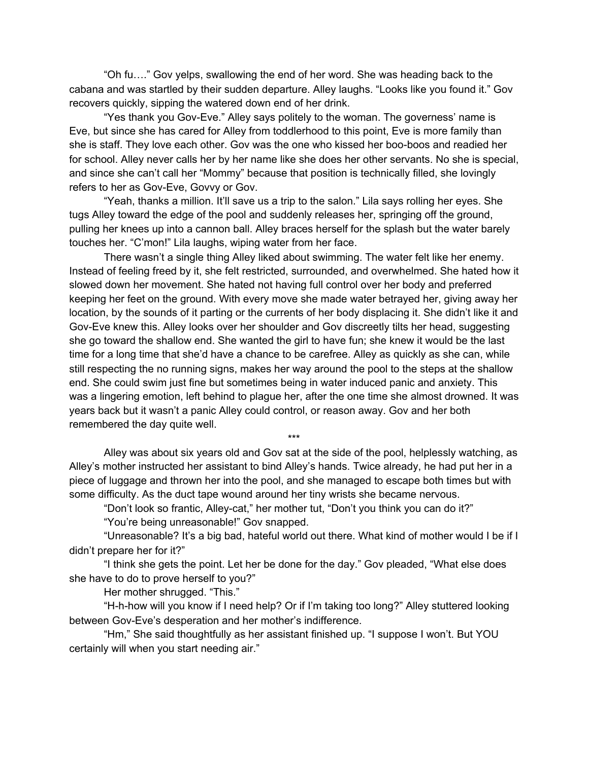"Oh fu…." Gov yelps, swallowing the end of her word. She was heading back to the cabana and was startled by their sudden departure. Alley laughs. "Looks like you found it." Gov recovers quickly, sipping the watered down end of her drink.

"Yes thank you Gov-Eve." Alley says politely to the woman. The governess' name is Eve, but since she has cared for Alley from toddlerhood to this point, Eve is more family than she is staff. They love each other. Gov was the one who kissed her boo-boos and readied her for school. Alley never calls her by her name like she does her other servants. No she is special, and since she can't call her "Mommy" because that position is technically filled, she lovingly refers to her as Gov-Eve, Govvy or Gov.

"Yeah, thanks a million. It'll save us a trip to the salon." Lila says rolling her eyes. She tugs Alley toward the edge of the pool and suddenly releases her, springing off the ground, pulling her knees up into a cannon ball. Alley braces herself for the splash but the water barely touches her. "C'mon!" Lila laughs, wiping water from her face.

There wasn't a single thing Alley liked about swimming. The water felt like her enemy. Instead of feeling freed by it, she felt restricted, surrounded, and overwhelmed. She hated how it slowed down her movement. She hated not having full control over her body and preferred keeping her feet on the ground. With every move she made water betrayed her, giving away her location, by the sounds of it parting or the currents of her body displacing it. She didn't like it and Gov-Eve knew this. Alley looks over her shoulder and Gov discreetly tilts her head, suggesting she go toward the shallow end. She wanted the girl to have fun; she knew it would be the last time for a long time that she'd have a chance to be carefree. Alley as quickly as she can, while still respecting the no running signs, makes her way around the pool to the steps at the shallow end. She could swim just fine but sometimes being in water induced panic and anxiety. This was a lingering emotion, left behind to plague her, after the one time she almost drowned. It was years back but it wasn't a panic Alley could control, or reason away. Gov and her both remembered the day quite well.

***

Alley was about six years old and Gov sat at the side of the pool, helplessly watching, as Alley's mother instructed her assistant to bind Alley's hands. Twice already, he had put her in a piece of luggage and thrown her into the pool, and she managed to escape both times but with some difficulty. As the duct tape wound around her tiny wrists she became nervous.

"Don't look so frantic, Alley-cat," her mother tut, "Don't you think you can do it?"

"You're being unreasonable!" Gov snapped.

"Unreasonable? It's a big bad, hateful world out there. What kind of mother would I be if I didn't prepare her for it?"

"I think she gets the point. Let her be done for the day." Gov pleaded, "What else does she have to do to prove herself to you?"

Her mother shrugged. "This."

"H-h-how will you know if I need help? Or if I'm taking too long?" Alley stuttered looking between Gov-Eve's desperation and her mother's indifference.

"Hm," She said thoughtfully as her assistant finished up. "I suppose I won't. But YOU certainly will when you start needing air."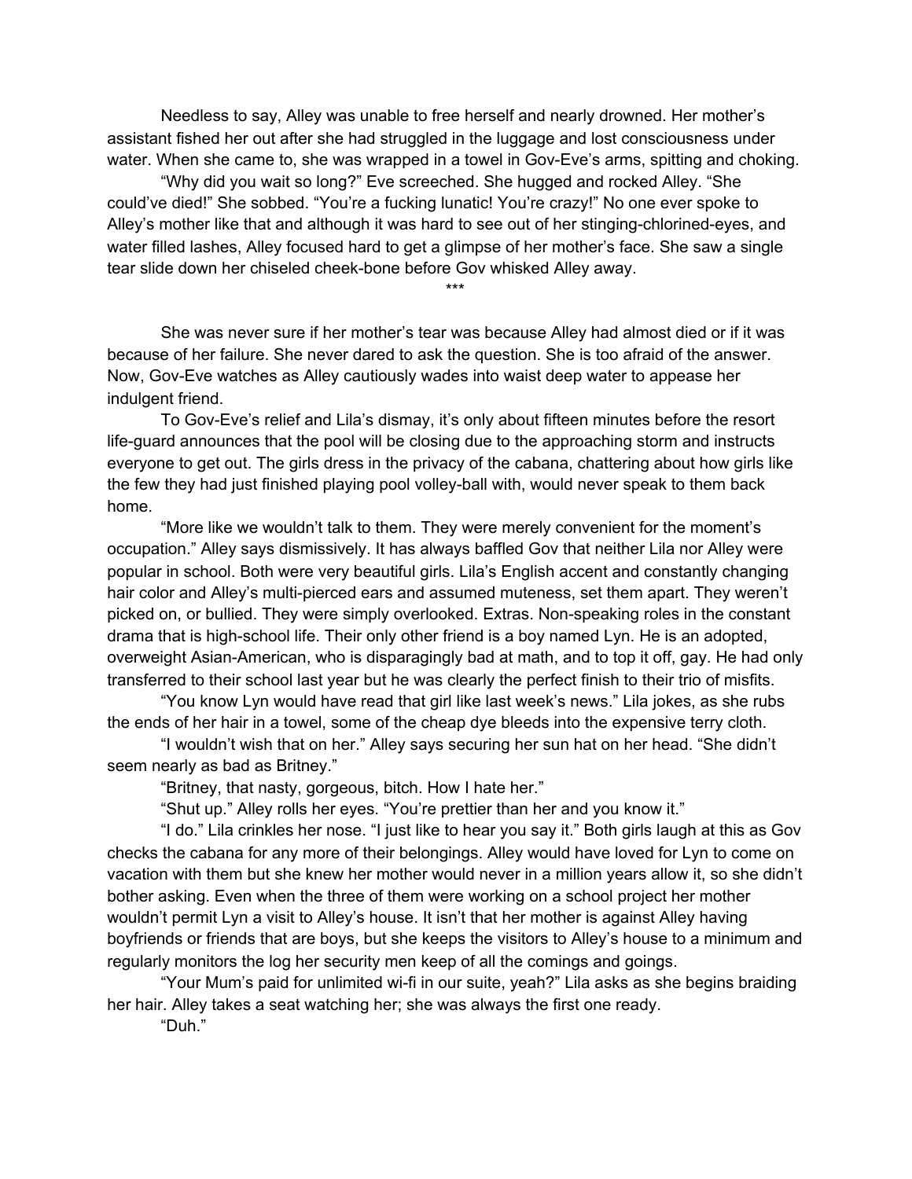Needless to say, Alley was unable to free herself and nearly drowned. Her mother's assistant fished her out after she had struggled in the luggage and lost consciousness under water. When she came to, she was wrapped in a towel in Gov-Eve's arms, spitting and choking.

"Why did you wait so long?" Eve screeched. She hugged and rocked Alley. "She could've died!" She sobbed. "You're a fucking lunatic! You're crazy!" No one ever spoke to Alley's mother like that and although it was hard to see out of her stinging-chlorined-eyes, and water filled lashes, Alley focused hard to get a glimpse of her mother's face. She saw a single tear slide down her chiseled cheek-bone before Gov whisked Alley away.

***

She was never sure if her mother's tear was because Alley had almost died or if it was because of her failure. She never dared to ask the question. She is too afraid of the answer. Now, Gov-Eve watches as Alley cautiously wades into waist deep water to appease her indulgent friend.

To Gov-Eve's relief and Lila's dismay, it's only about fifteen minutes before the resort life-guard announces that the pool will be closing due to the approaching storm and instructs everyone to get out. The girls dress in the privacy of the cabana, chattering about how girls like the few they had just finished playing pool volley-ball with, would never speak to them back home.

"More like we wouldn't talk to them. They were merely convenient for the moment's occupation." Alley says dismissively. It has always baffled Gov that neither Lila nor Alley were popular in school. Both were very beautiful girls. Lila's English accent and constantly changing hair color and Alley's multi-pierced ears and assumed muteness, set them apart. They weren't picked on, or bullied. They were simply overlooked. Extras. Non-speaking roles in the constant drama that is high-school life. Their only other friend is a boy named Lyn. He is an adopted, overweight Asian-American, who is disparagingly bad at math, and to top it off, gay. He had only transferred to their school last year but he was clearly the perfect finish to their trio of misfits.

"You know Lyn would have read that girl like last week's news." Lila jokes, as she rubs the ends of her hair in a towel, some of the cheap dye bleeds into the expensive terry cloth.

"I wouldn't wish that on her." Alley says securing her sun hat on her head. "She didn't seem nearly as bad as Britney."

"Britney, that nasty, gorgeous, bitch. How I hate her."

"Shut up." Alley rolls her eyes. "You're prettier than her and you know it."

"I do." Lila crinkles her nose. "I just like to hear you say it." Both girls laugh at this as Gov checks the cabana for any more of their belongings. Alley would have loved for Lyn to come on vacation with them but she knew her mother would never in a million years allow it, so she didn't bother asking. Even when the three of them were working on a school project her mother wouldn't permit Lyn a visit to Alley's house. It isn't that her mother is against Alley having boyfriends or friends that are boys, but she keeps the visitors to Alley's house to a minimum and regularly monitors the log her security men keep of all the comings and goings.

"Your Mum's paid for unlimited wi-fi in our suite, yeah?" Lila asks as she begins braiding her hair. Alley takes a seat watching her; she was always the first one ready.

"Duh."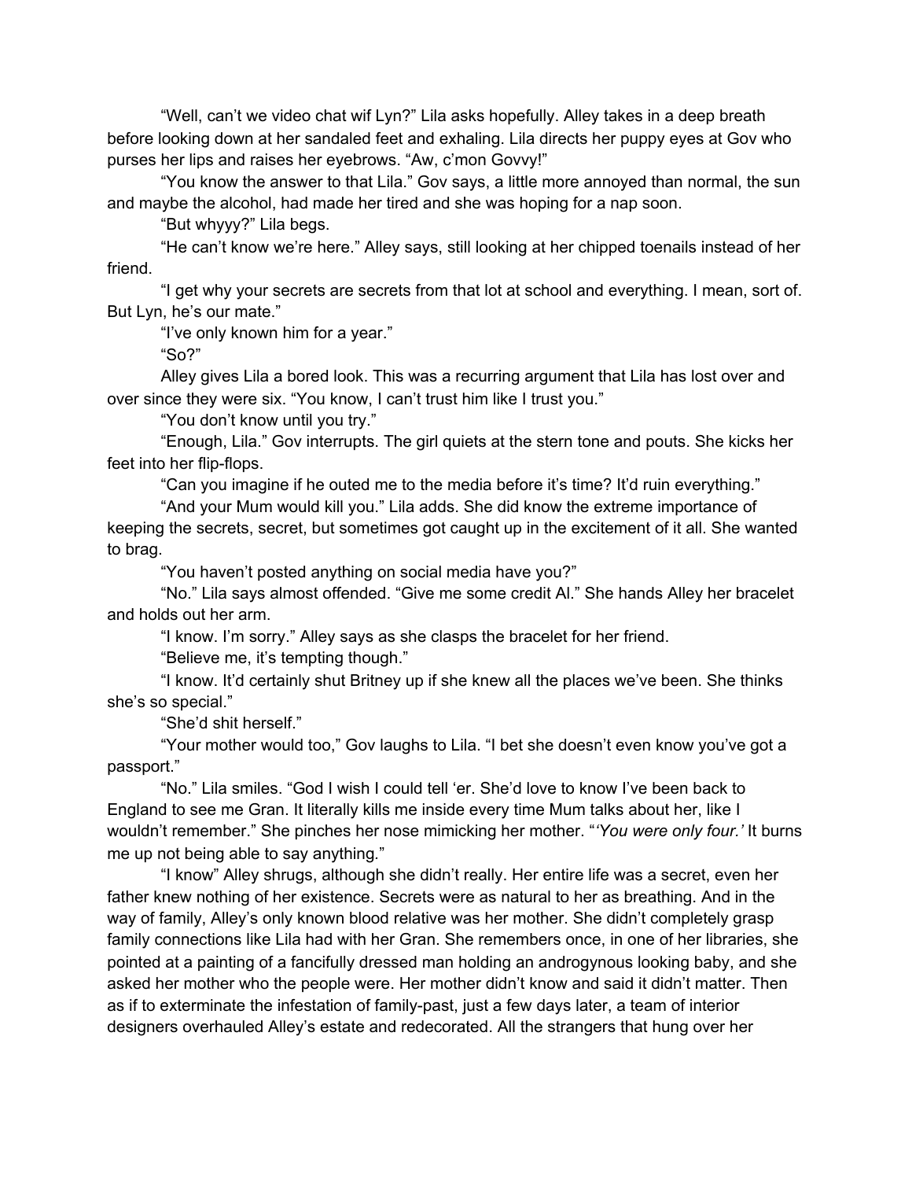"Well, can't we video chat wif Lyn?" Lila asks hopefully. Alley takes in a deep breath before looking down at her sandaled feet and exhaling. Lila directs her puppy eyes at Gov who purses her lips and raises her eyebrows. "Aw, c'mon Govvy!"

"You know the answer to that Lila." Gov says, a little more annoyed than normal, the sun and maybe the alcohol, had made her tired and she was hoping for a nap soon.

"But whyyy?" Lila begs.

"He can't know we're here." Alley says, still looking at her chipped toenails instead of her friend.

"I get why your secrets are secrets from that lot at school and everything. I mean, sort of. But Lyn, he's our mate."

"I've only known him for a year."

"So?"

Alley gives Lila a bored look. This was a recurring argument that Lila has lost over and over since they were six. "You know, I can't trust him like I trust you."

"You don't know until you try."

"Enough, Lila." Gov interrupts. The girl quiets at the stern tone and pouts. She kicks her feet into her flip-flops.

"Can you imagine if he outed me to the media before it's time? It'd ruin everything."

"And your Mum would kill you." Lila adds. She did know the extreme importance of keeping the secrets, secret, but sometimes got caught up in the excitement of it all. She wanted to brag.

"You haven't posted anything on social media have you?"

"No." Lila says almost offended. "Give me some credit Al." She hands Alley her bracelet and holds out her arm.

"I know. I'm sorry." Alley says as she clasps the bracelet for her friend.

"Believe me, it's tempting though."

"I know. It'd certainly shut Britney up if she knew all the places we've been. She thinks she's so special."

"She'd shit herself."

"Your mother would too," Gov laughs to Lila. "I bet she doesn't even know you've got a passport."

"No." Lila smiles. "God I wish I could tell 'er. She'd love to know I've been back to England to see me Gran. It literally kills me inside every time Mum talks about her, like I wouldn't remember." She pinches her nose mimicking her mother. "*'You were only four.'* It burns me up not being able to say anything."

"I know" Alley shrugs, although she didn't really. Her entire life was a secret, even her father knew nothing of her existence. Secrets were as natural to her as breathing. And in the way of family, Alley's only known blood relative was her mother. She didn't completely grasp family connections like Lila had with her Gran. She remembers once, in one of her libraries, she pointed at a painting of a fancifully dressed man holding an androgynous looking baby, and she asked her mother who the people were. Her mother didn't know and said it didn't matter. Then as if to exterminate the infestation of family-past, just a few days later, a team of interior designers overhauled Alley's estate and redecorated. All the strangers that hung over her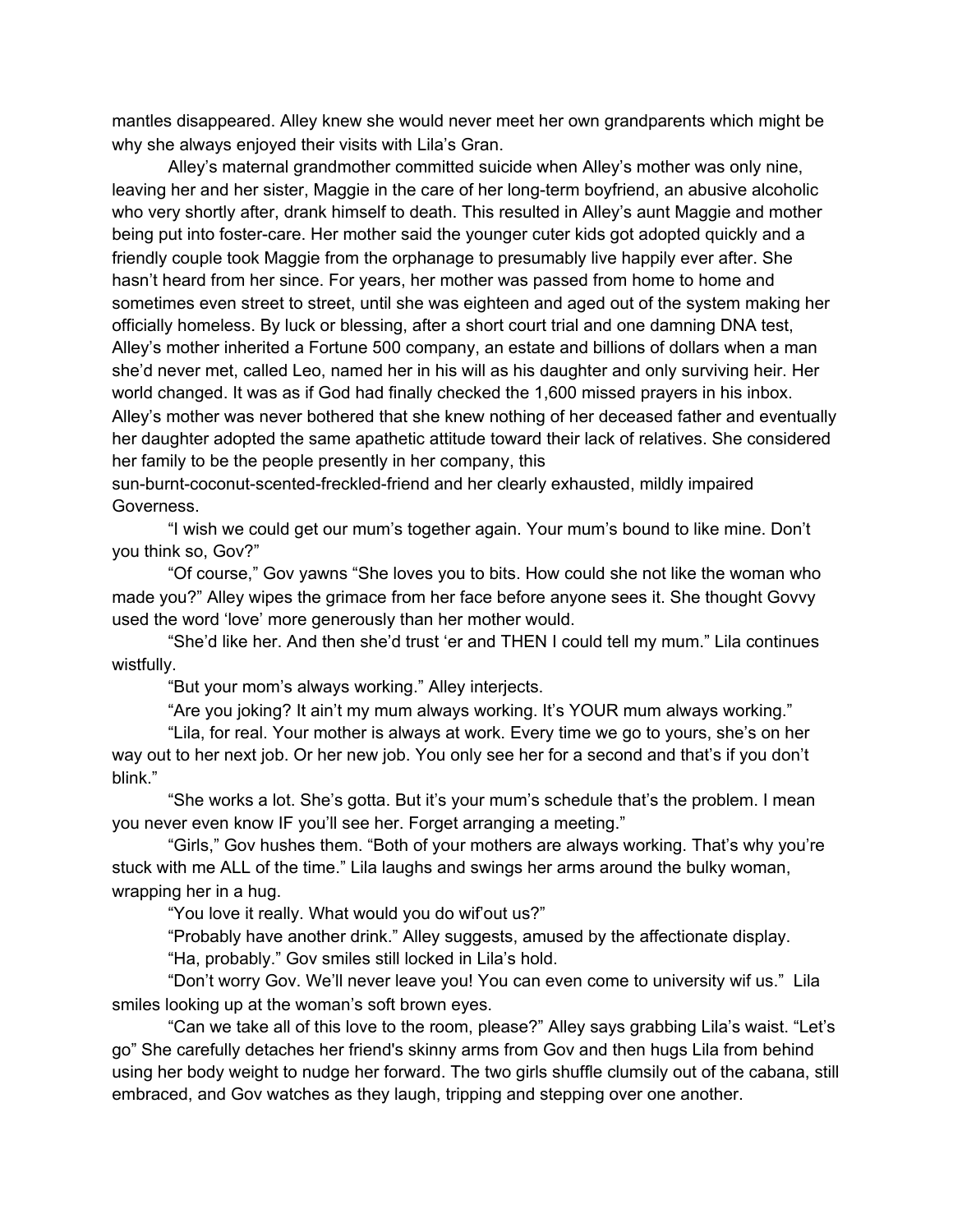mantles disappeared. Alley knew she would never meet her own grandparents which might be why she always enjoyed their visits with Lila's Gran.

Alley's maternal grandmother committed suicide when Alley's mother was only nine, leaving her and her sister, Maggie in the care of her long-term boyfriend, an abusive alcoholic who very shortly after, drank himself to death. This resulted in Alley's aunt Maggie and mother being put into foster-care. Her mother said the younger cuter kids got adopted quickly and a friendly couple took Maggie from the orphanage to presumably live happily ever after. She hasn't heard from her since. For years, her mother was passed from home to home and sometimes even street to street, until she was eighteen and aged out of the system making her officially homeless. By luck or blessing, after a short court trial and one damning DNA test, Alley's mother inherited a Fortune 500 company, an estate and billions of dollars when a man she'd never met, called Leo, named her in his will as his daughter and only surviving heir. Her world changed. It was as if God had finally checked the 1,600 missed prayers in his inbox. Alley's mother was never bothered that she knew nothing of her deceased father and eventually her daughter adopted the same apathetic attitude toward their lack of relatives. She considered her family to be the people presently in her company, this sun-burnt-coconut-scented-freckled-friend and her clearly exhausted, mildly impaired Governess.

"I wish we could get our mum's together again. Your mum's bound to like mine. Don't you think so, Gov?"

"Of course," Gov yawns "She loves you to bits. How could she not like the woman who made you?" Alley wipes the grimace from her face before anyone sees it. She thought Govvy used the word 'love' more generously than her mother would.

"She'd like her. And then she'd trust 'er and THEN I could tell my mum." Lila continues wistfully.

"But your mom's always working." Alley interjects.

"Are you joking? It ain't my mum always working. It's YOUR mum always working."

"Lila, for real. Your mother is always at work. Every time we go to yours, she's on her way out to her next job. Or her new job. You only see her for a second and that's if you don't blink."

"She works a lot. She's gotta. But it's your mum's schedule that's the problem. I mean you never even know IF you'll see her. Forget arranging a meeting."

"Girls," Gov hushes them. "Both of your mothers are always working. That's why you're stuck with me ALL of the time." Lila laughs and swings her arms around the bulky woman, wrapping her in a hug.

"You love it really. What would you do wif'out us?"

"Probably have another drink." Alley suggests, amused by the affectionate display.

"Ha, probably." Gov smiles still locked in Lila's hold.

"Don't worry Gov. We'll never leave you! You can even come to university wif us." Lila smiles looking up at the woman's soft brown eyes.

"Can we take all of this love to the room, please?" Alley says grabbing Lila's waist. "Let's go" She carefully detaches her friend's skinny arms from Gov and then hugs Lila from behind using her body weight to nudge her forward. The two girls shuffle clumsily out of the cabana, still embraced, and Gov watches as they laugh, tripping and stepping over one another.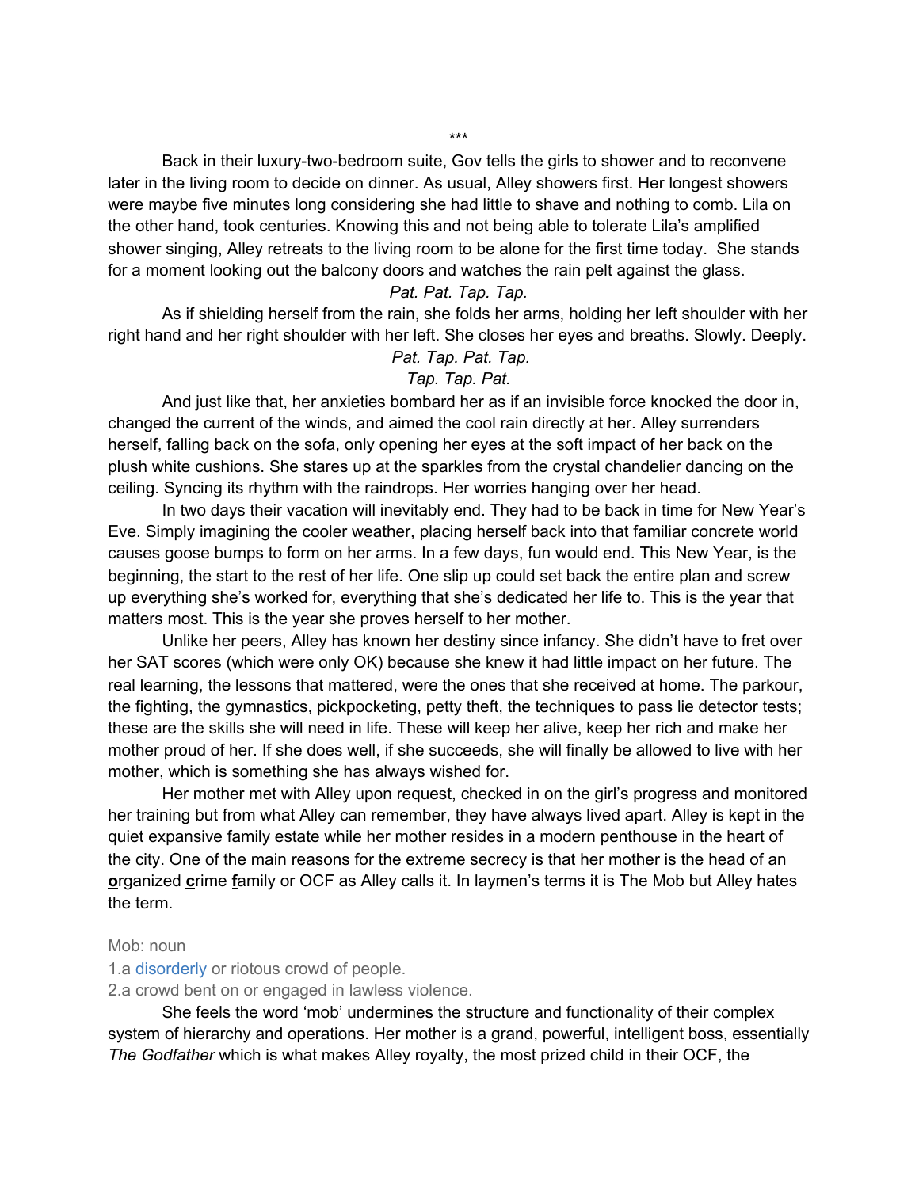\*\*\*

Back in their luxury-two-bedroom suite, Gov tells the girls to shower and to reconvene later in the living room to decide on dinner. As usual, Alley showers first. Her longest showers were maybe five minutes long considering she had little to shave and nothing to comb. Lila on the other hand, took centuries. Knowing this and not being able to tolerate Lila's amplified shower singing, Alley retreats to the living room to be alone for the first time today. She stands for a moment looking out the balcony doors and watches the rain pelt against the glass.

*Pat. Pat. Tap. Tap.*

As if shielding herself from the rain, she folds her arms, holding her left shoulder with her right hand and her right shoulder with her left. She closes her eyes and breaths. Slowly. Deeply.

*Pat. Tap. Pat. Tap.*

*Tap. Tap. Pat.*

And just like that, her anxieties bombard her as if an invisible force knocked the door in, changed the current of the winds, and aimed the cool rain directly at her. Alley surrenders herself, falling back on the sofa, only opening her eyes at the soft impact of her back on the plush white cushions. She stares up at the sparkles from the crystal chandelier dancing on the ceiling. Syncing its rhythm with the raindrops. Her worries hanging over her head.

In two days their vacation will inevitably end. They had to be back in time for New Year's Eve. Simply imagining the cooler weather, placing herself back into that familiar concrete world causes goose bumps to form on her arms. In a few days, fun would end. This New Year, is the beginning, the start to the rest of her life. One slip up could set back the entire plan and screw up everything she's worked for, everything that she's dedicated her life to. This is the year that matters most. This is the year she proves herself to her mother.

Unlike her peers, Alley has known her destiny since infancy. She didn't have to fret over her SAT scores (which were only OK) because she knew it had little impact on her future. The real learning, the lessons that mattered, were the ones that she received at home. The parkour, the fighting, the gymnastics, pickpocketing, petty theft, the techniques to pass lie detector tests; these are the skills she will need in life. These will keep her alive, keep her rich and make her mother proud of her. If she does well, if she succeeds, she will finally be allowed to live with her mother, which is something she has always wished for.

Her mother met with Alley upon request, checked in on the girl's progress and monitored her training but from what Alley can remember, they have always lived apart. Alley is kept in the quiet expansive family estate while her mother resides in a modern penthouse in the heart of the city. One of the main reasons for the extreme secrecy is that her mother is the head of an **o**rganized **c**rime **f**amily or OCF as Alley calls it. In laymen's terms it is The Mob but Alley hates the term.

Mob: noun

1.a disorderly or riotous crowd of people.

2.a crowd bent on or engaged in lawless violence.

She feels the word 'mob' undermines the structure and functionality of their complex system of hierarchy and operations. Her mother is a grand, powerful, intelligent boss, essentially *The Godfather* which is what makes Alley royalty, the most prized child in their OCF, the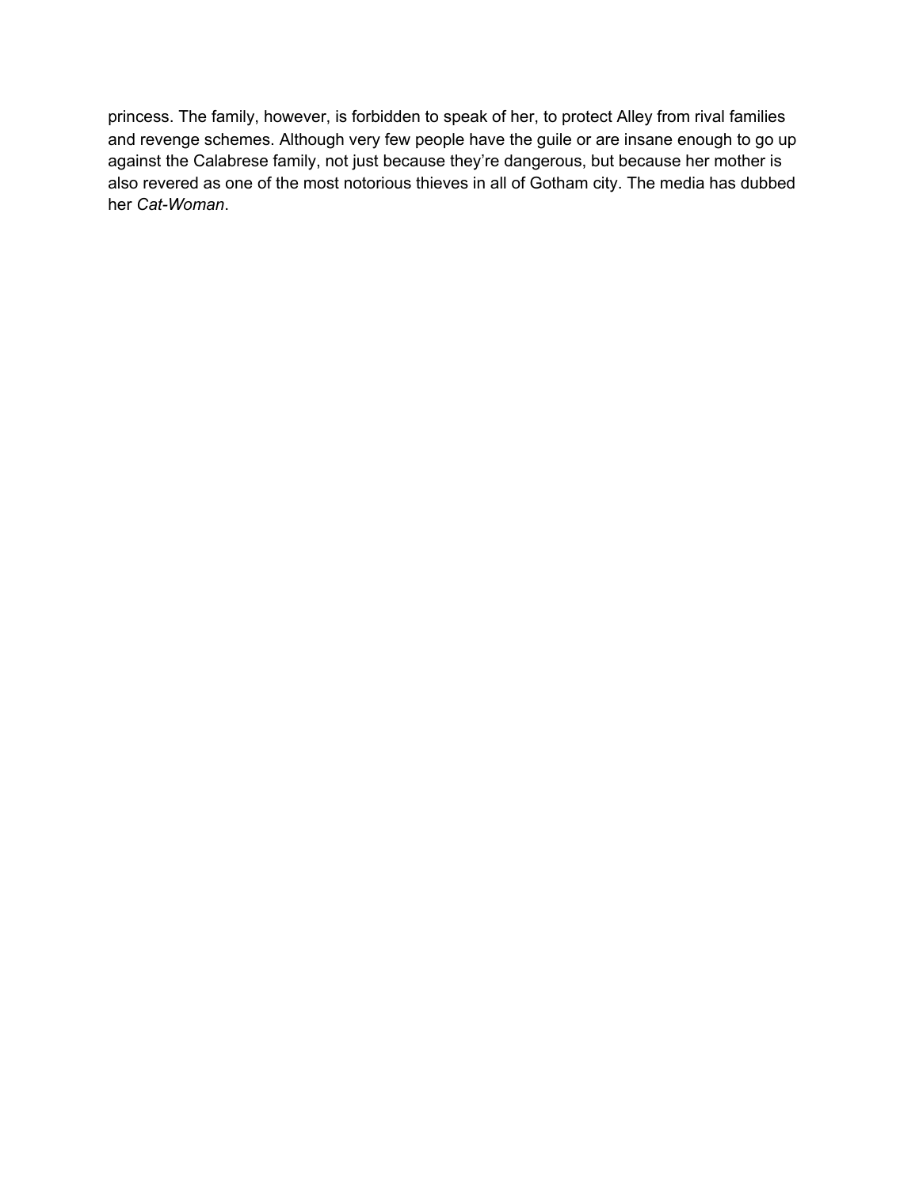princess. The family, however, is forbidden to speak of her, to protect Alley from rival families and revenge schemes. Although very few people have the guile or are insane enough to go up against the Calabrese family, not just because they're dangerous, but because her mother is also revered as one of the most notorious thieves in all of Gotham city. The media has dubbed her *Cat-Woman*.